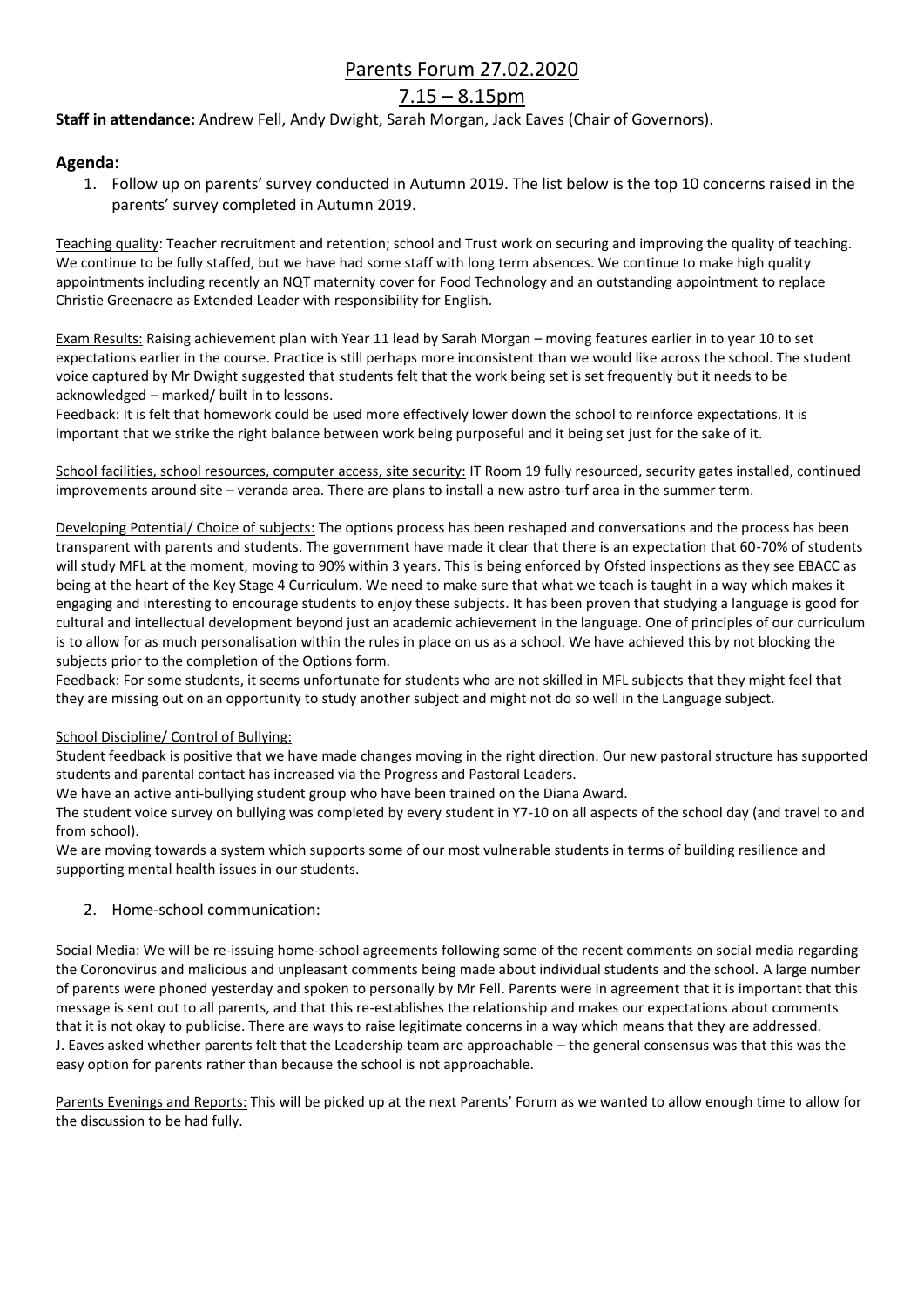# Parents Forum 27.02.2020

## 7.15 – 8.15pm

**Staff in attendance:** Andrew Fell, Andy Dwight, Sarah Morgan, Jack Eaves (Chair of Governors).

### Agenda:

1. Follow up on parents' survey conducted in Autumn 2019. The list below is the top 10 concerns raised in the parents' survey completed in Autumn 2019.

Teaching quality: Teacher recruitment and retention; school and Trust work on securing and improving the quality of teaching. We continue to be fully staffed, but we have had some staff with long term absences. We continue to make high quality appointments including recently an NQT maternity cover for Food Technology and an outstanding appointment to replace Christie Greenacre as Extended Leader with responsibility for English.

Exam Results: Raising achievement plan with Year 11 lead by Sarah Morgan – moving features earlier in to year 10 to set expectations earlier in the course. Practice is still perhaps more inconsistent than we would like across the school. The student voice captured by Mr Dwight suggested that students felt that the work being set is set frequently but it needs to be acknowledged – marked/ built in to lessons.

Feedback: It is felt that homework could be used more effectively lower down the school to reinforce expectations. It is important that we strike the right balance between work being purposeful and it being set just for the sake of it.

School facilities, school resources, computer access, site security: IT Room 19 fully resourced, security gates installed, continued improvements around site – veranda area. There are plans to install a new astro-turf area in the summer term.

Developing Potential/ Choice of subjects: The options process has been reshaped and conversations and the process has been transparent with parents and students. The government have made it clear that there is an expectation that 60-70% of students will study MFL at the moment, moving to 90% within 3 years. This is being enforced by Ofsted inspections as they see EBACC as being at the heart of the Key Stage 4 Curriculum. We need to make sure that what we teach is taught in a way which makes it engaging and interesting to encourage students to enjoy these subjects. It has been proven that studying a language is good for cultural and intellectual development beyond just an academic achievement in the language. One of principles of our curriculum is to allow for as much personalisation within the rules in place on us as a school. We have achieved this by not blocking the subjects prior to the completion of the Options form.

Feedback: For some students, it seems unfortunate for students who are not skilled in MFL subjects that they might feel that they are missing out on an opportunity to study another subject and might not do so well in the Language subject.

School Discipline/ Control of Bullying:

Student feedback is positive that we have made changes moving in the right direction. Our new pastoral structure has supported students and parental contact has increased via the Progress and Pastoral Leaders.

We have an active anti-bullying student group who have been trained on the Diana Award.

The student voice survey on bullying was completed by every student in Y7-10 on all aspects of the school day (and travel to and from school).

We are moving towards a system which supports some of our most vulnerable students in terms of building resilience and supporting mental health issues in our students.

2. Home-school communication:

Social Media: We will be re-issuing home-school agreements following some of the recent comments on social media regarding the Coronovirus and malicious and unpleasant comments being made about individual students and the school. A large number of parents were phoned yesterday and spoken to personally by Mr Fell. Parents were in agreement that it is important that this message is sent out to all parents, and that this re-establishes the relationship and makes our expectations about comments that it is not okay to publicise. There are ways to raise legitimate concerns in a way which means that they are addressed.

J. Eaves asked whether parents felt that the Leadership team are approachable – the general consensus was that this was the easy option for parents rather than because the school is not approachable.

Parents Evenings and Reports: This will be picked up at the next Parents' Forum as we wanted to allow enough time to allow for the discussion to be had fully.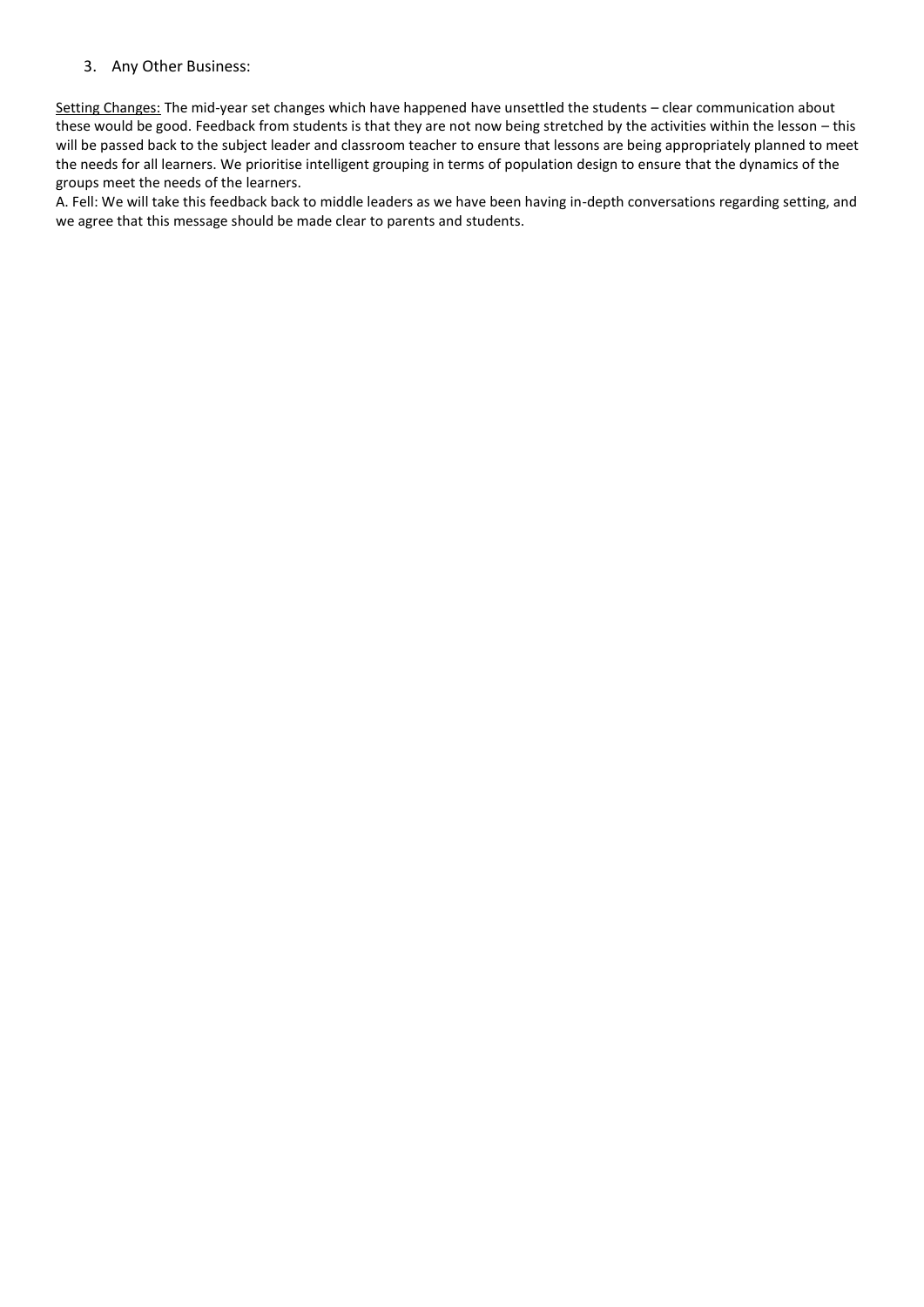3. Any Other Business:

Setting Changes: The mid-year set changes which have happened have unsettled the students – clear communication about these would be good. Feedback from students is that they are not now being stretched by the activities within the lesson – this will be passed back to the subject leader and classroom teacher to ensure that lessons are being appropriately planned to meet the needs for all learners. We prioritise intelligent grouping in terms of population design to ensure that the dynamics of the groups meet the needs of the learners.

A. Fell: We will take this feedback back to middle leaders as we have been having in-depth conversations regarding setting, and we agree that this message should be made clear to parents and students.